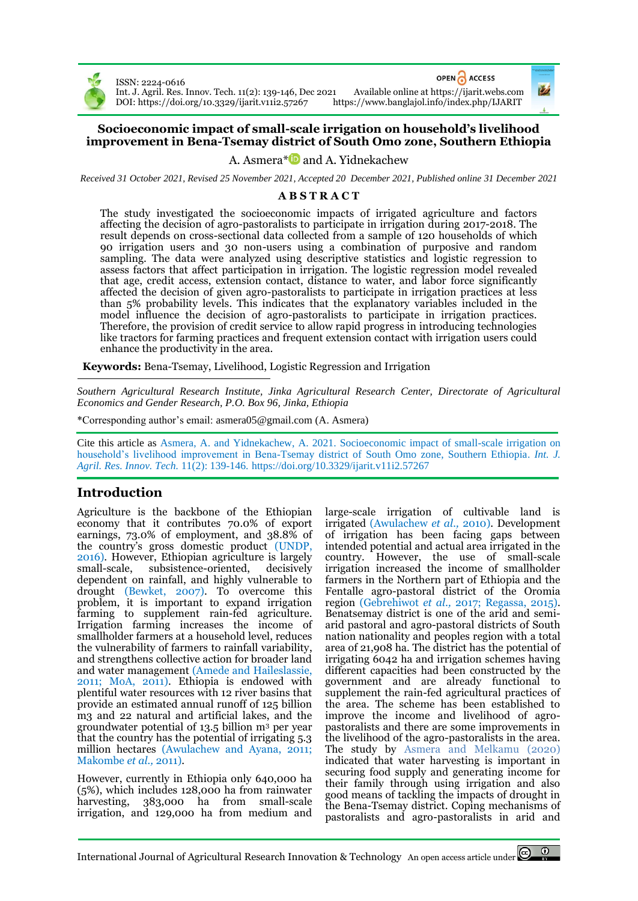# Socioeconomic impact of small-scale irrigation on household's livelihood improvement in Bena-Tsemay district of South Omo zone, Southern Ethiopia

A. Asmera* and A. Yidnekachew

*Received 31 October 2021, Revised 25 November 2021, Accepted 20 December 2021, Published online 31 December 2021*

## ABSTRACT

The study investigated the socioeconomic impacts of irrigated agriculture and factors affecting the decision of agro-pastoralists to participate in irrigation during 2017-2018. The result depends on cross-sectional data collected from a sample of 120 households of which 90 irrigation users and 30 non-users using a combination of purposive and random sampling. The data were analyzed using descriptive statistics and logistic regression to assess factors that affect participation in irrigation. The logistic regression model revealed that age, credit access, extension contact, distance to water, and labor force significantly affected the decision of given agro-pastoralists to participate in irrigation practices at less than 5% probability levels. This indicates that the explanatory variables included in the model influence the decision of agro-pastoralists to participate in irrigation practices. Therefore, the provision of credit service to allow rapid progress in introducing technologies like tractors for farming practices and frequent extension contact with irrigation users could enhance the productivity in the area.

**Keywords:** Bena-Tsemay, Livelihood, Logistic Regression and Irrigation

*Southern Agricultural Research Institute, Jinka Agricultural Research Center, Directorate of Agricultural Economics and Gender Research, P.O. Box 96, Jinka, Ethiopia*

*Corresponding author's email: asmera05@gmail.com (A. Asmera)

Cite this article as Asmera, A. and Yidnekachew, A. 2021. Socioeconomic impact of small-scale irrigation on household's livelihood improvement in Bena-Tsemay district of South Omo zone, Southern Ethiopia. *Int. J. Agril. Res. Innov. Tech.* 11(2): 139-146. https://doi.org/10.3329/ijarit.v11i2.57267

## Introduction

Agriculture is the backbone of the Ethiopian economy that it contributes 70.0% of export earnings, 73.0% of employment, and 38.8% of the country's gross domestic product (UNDP, 2016). However, Ethiopian agriculture is largely small-scale, subsistence-oriented, decisively dependent on rainfall, and highly vulnerable to drought (Bewket, 2007). To overcome this problem, it is important to expand irrigation farming to supplement rain-fed agriculture. Irrigation farming increases the income of smallholder farmers at a household level, reduces the vulnerability of farmers to rainfall variability, and strengthens collective action for broader land and water management (Amede and Haileslassie, 2011; MoA, 2011). Ethiopia is endowed with plentiful water resources with 12 river basins that provide an estimated annual runoff of 125 billion m3 and 22 natural and artificial lakes, and the groundwater potential of 13.5 billion $m^3$ per year that the country has the potential of irrigating 5.3 million hectares (Awulachew and Ayana, 2011; Makombe *et al.,* 2011).

However, currently in Ethiopia only 640,000 ha (5%), which includes 128,000 ha from rainwater harvesting, 383,000 ha from small-scale irrigation, and 129,000 ha from medium and large-scale irrigation of cultivable land is irrigated (Awulachew *et al.,* 2010). Development of irrigation has been facing gaps between intended potential and actual area irrigated in the country. However, the use of small-scale irrigation increased the income of smallholder farmers in the Northern part of Ethiopia and the Fentalle agro-pastoral district of the Oromia region (Gebrehiwot *et al.,* 2017; Regassa, 2015). Benatsemay district is one of the arid and semi-arid pastoral and agro-pastoral districts of South nation nationality and peoples region with a total area of 21,908 ha. The district has the potential of irrigating 6042 ha and irrigation schemes having different capacities had been constructed by the government and are already functional to supplement the rain-fed agricultural practices of the area. The scheme has been established to improve the income and livelihood of agro-pastoralists and there are some improvements in the livelihood of the agro-pastoralists in the area. The study by Asmera and Melkamu (2020) indicated that water harvesting is important in securing food supply and generating income for their family through using irrigation and also good means of tackling the impacts of drought in the Bena-Tsemay district. Coping mechanisms of pastoralists and agro-pastoralists in arid and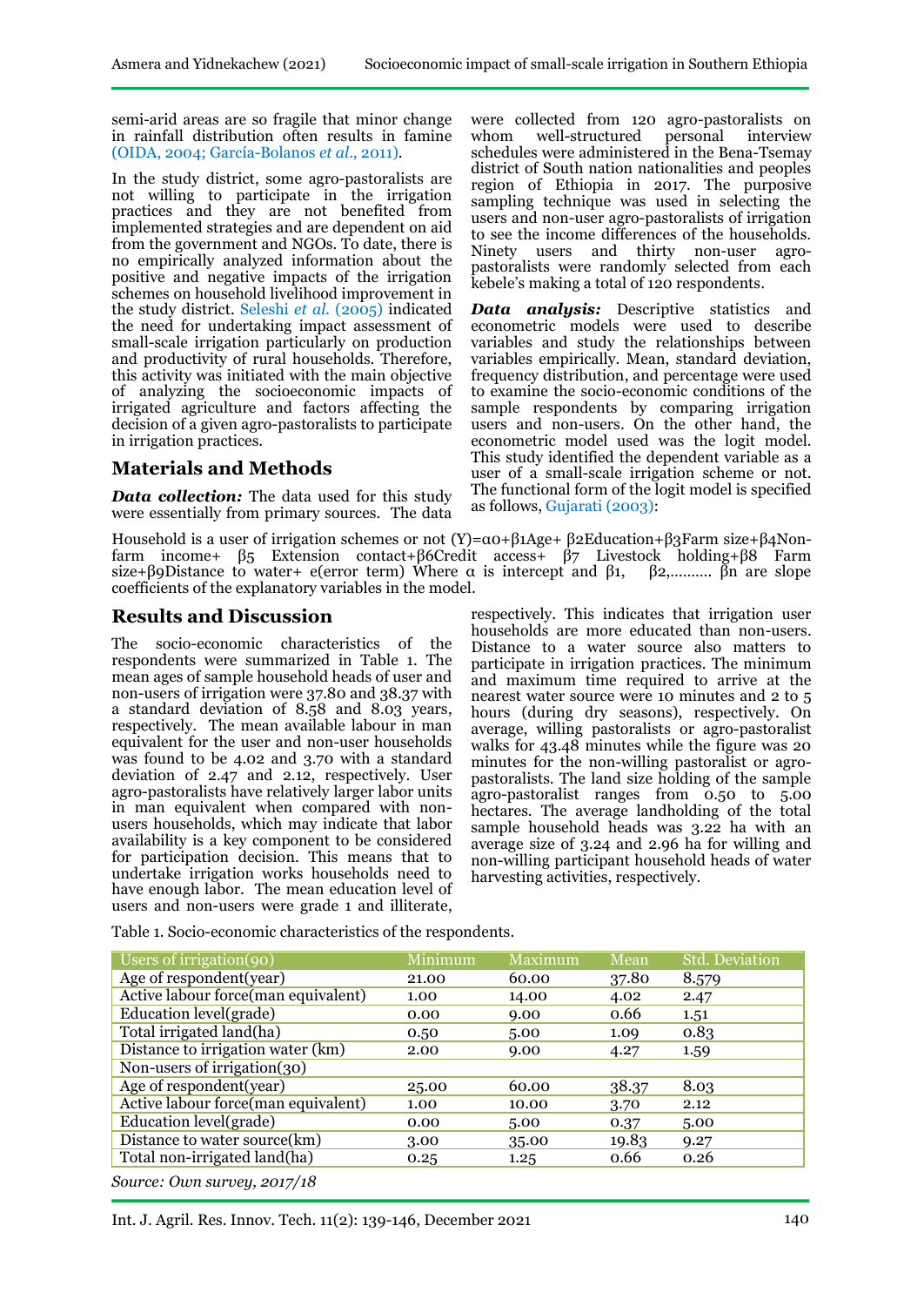semi-arid areas are so fragile that minor change in rainfall distribution often results in famine (OIDA, 2004; García-Bolanos *et al*., 2011).

In the study district, some agro-pastoralists are not willing to participate in the irrigation practices and they are not benefited from implemented strategies and are dependent on aid from the government and NGOs. To date, there is no empirically analyzed information about the positive and negative impacts of the irrigation schemes on household livelihood improvement in the study district. Seleshi *et al.* (2005) indicated the need for undertaking impact assessment of small-scale irrigation particularly on production and productivity of rural households. Therefore, this activity was initiated with the main objective of analyzing the socioeconomic impacts of irrigated agriculture and factors affecting the decision of a given agro-pastoralists to participate in irrigation practices.

## Materials and Methods

***Data collection:*** The data used for this study were essentially from primary sources. The data were collected from 120 agro-pastoralists on whom well-structured personal interview schedules were administered in the Bena-Tsemay district of South nation nationalities and peoples region of Ethiopia in 2017. The purposive sampling technique was used in selecting the users and non-user agro-pastoralists of irrigation to see the income differences of the households. Ninety users and thirty non-user agro-pastoralists were randomly selected from each kebele's making a total of 120 respondents.

***Data analysis:*** Descriptive statistics and econometric models were used to describe variables and study the relationships between variables empirically. Mean, standard deviation, frequency distribution, and percentage were used to examine the socio-economic conditions of the sample respondents by comparing irrigation users and non-users. On the other hand, the econometric model used was the logit model. This study identified the dependent variable as a user of a small-scale irrigation scheme or not. The functional form of the logit model is specified as follows, Gujarati (2003):

Household is a user of irrigation schemes or not $(Y)=\alpha_0+\beta_1 Age+ \beta_2 Education+\beta_3 Farm\ size+\beta_4 Non\text{-}farm\ income+ \beta_5\ Extension\ contact+\beta_6 Credit\ access+ \beta_7\ Livestock\ holding+\beta_8\ Farm\ size+\beta_9 Distance\ to\ water+ e(error\ term)$ Where $\alpha$ is intercept and $\beta_1$, $\beta_2$,.......... $\beta_n$ are slope coefficients of the explanatory variables in the model.

## Results and Discussion

The socio-economic characteristics of the respondents were summarized in Table 1. The mean ages of sample household heads of user and non-users of irrigation were 37.80 and 38.37 with a standard deviation of 8.58 and 8.03 years, respectively. The mean available labour in man equivalent for the user and non-user households was found to be 4.02 and 3.70 with a standard deviation of 2.47 and 2.12, respectively. User agro-pastoralists have relatively larger labor units in man equivalent when compared with non-users households, which may indicate that labor availability is a key component to be considered for participation decision. This means that to undertake irrigation works households need to have enough labor. The mean education level of users and non-users were grade 1 and illiterate, respectively. This indicates that irrigation user households are more educated than non-users. Distance to a water source also matters to participate in irrigation practices. The minimum and maximum time required to arrive at the nearest water source were 10 minutes and 2 to 5 hours (during dry seasons), respectively. On average, willing pastoralists or agro-pastoralist walks for 43.48 minutes while the figure was 20 minutes for the non-willing pastoralist or agro-pastoralists. The land size holding of the sample agro-pastoralist ranges from 0.50 to 5.00 hectares. The average landholding of the total sample household heads was 3.22 ha with an average size of 3.24 and 2.96 ha for willing and non-willing participant household heads of water harvesting activities, respectively.

Table 1. Socio-economic characteristics of the respondents.

| Users of irrigation(90) | Minimum | Maximum | Mean | Std. Deviation |
|---|---|---|---|---|
| Age of respondent(year) | 21.00 | 60.00 | 37.80 | 8.579 |
| Active labour force(man equivalent) | 1.00 | 14.00 | 4.02 | 2.47 |
| Education level(grade) | 0.00 | 9.00 | 0.66 | 1.51 |
| Total irrigated land(ha) | 0.50 | 5.00 | 1.09 | 0.83 |
| Distance to irrigation water (km) | 2.00 | 9.00 | 4.27 | 1.59 |
| Non-users of irrigation(30) | | | | |
| Age of respondent(year) | 25.00 | 60.00 | 38.37 | 8.03 |
| Active labour force(man equivalent) | 1.00 | 10.00 | 3.70 | 2.12 |
| Education level(grade) | 0.00 | 5.00 | 0.37 | 5.00 |
| Distance to water source(km) | 3.00 | 35.00 | 19.83 | 9.27 |
| Total non-irrigated land(ha) | 0.25 | 1.25 | 0.66 | 0.26 |

*Source: Own survey, 2017/18*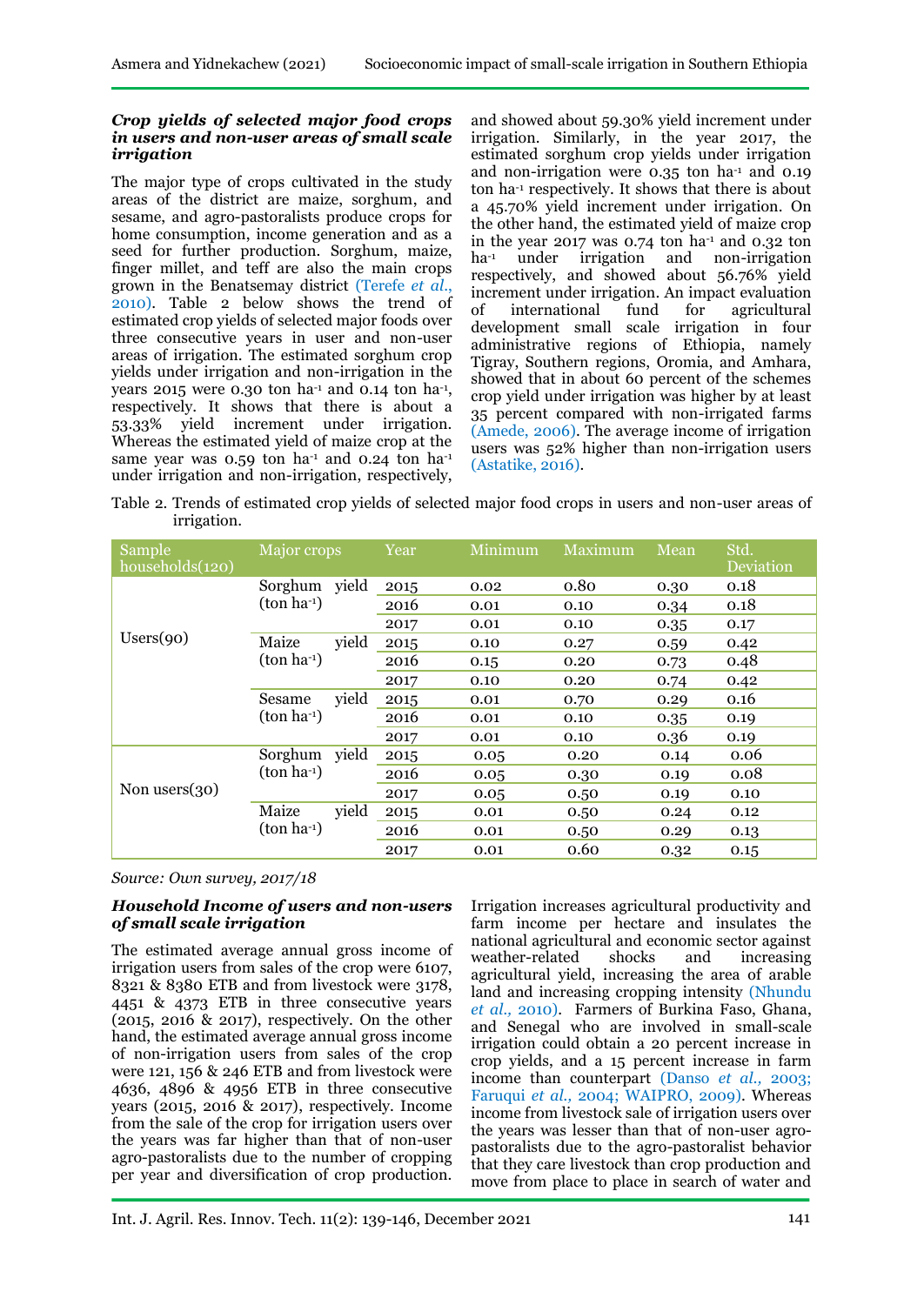### *Crop yields of selected major food crops in users and non-user areas of small scale irrigation*

The major type of crops cultivated in the study areas of the district are maize, sorghum, and sesame, and agro-pastoralists produce crops for home consumption, income generation and as a seed for further production. Sorghum, maize, finger millet, and teff are also the main crops grown in the Benatsemay district (Terefe *et al.*, 2010). Table 2 below shows the trend of estimated crop yields of selected major foods over three consecutive years in user and non-user areas of irrigation. The estimated sorghum crop yields under irrigation and non-irrigation in the years 2015 were 0.30 ton ha$^{-1}$ and 0.14 ton ha$^{-1}$, respectively. It shows that there is about a 53.33% yield increment under irrigation. Whereas the estimated yield of maize crop at the same year was 0.59 ton ha$^{-1}$ and 0.24 ton ha$^{-1}$ under irrigation and non-irrigation, respectively, and showed about 59.30% yield increment under irrigation. Similarly, in the year 2017, the estimated sorghum crop yields under irrigation and non-irrigation were 0.35 ton ha$^{-1}$ and 0.19 ton ha$^{-1}$ respectively. It shows that there is about a 45.70% yield increment under irrigation. On the other hand, the estimated yield of maize crop in the year 2017 was 0.74 ton ha$^{-1}$ and 0.32 ton ha$^{-1}$ under irrigation and non-irrigation respectively, and showed about 56.76% yield increment under irrigation. An impact evaluation of international fund for agricultural development small scale irrigation in four administrative regions of Ethiopia, namely Tigray, Southern regions, Oromia, and Amhara, showed that in about 60 percent of the schemes crop yield under irrigation was higher by at least 35 percent compared with non-irrigated farms (Amede, 2006). The average income of irrigation users was 52% higher than non-irrigation users (Astatike, 2016).

Table 2. Trends of estimated crop yields of selected major food crops in users and non-user areas of irrigation.

| Sample households(120) | Major crops | Year | Minimum | Maximum | Mean | Std. Deviation |
|---|---|---|---|---|---|---|
| Users(90) | Sorghum yield (ton ha$^{-1}$) | 2015 | 0.02 | 0.80 | 0.30 | 0.18 |
| | | 2016 | 0.01 | 0.10 | 0.34 | 0.18 |
| | | 2017 | 0.01 | 0.10 | 0.35 | 0.17 |
| | Maize yield (ton ha$^{-1}$) | 2015 | 0.10 | 0.27 | 0.59 | 0.42 |
| | | 2016 | 0.15 | 0.20 | 0.73 | 0.48 |
| | | 2017 | 0.10 | 0.20 | 0.74 | 0.42 |
| | Sesame yield (ton ha$^{-1}$) | 2015 | 0.01 | 0.70 | 0.29 | 0.16 |
| | | 2016 | 0.01 | 0.10 | 0.35 | 0.19 |
| | | 2017 | 0.01 | 0.10 | 0.36 | 0.19 |
| Non users(30) | Sorghum yield (ton ha$^{-1}$) | 2015 | 0.05 | 0.20 | 0.14 | 0.06 |
| | | 2016 | 0.05 | 0.30 | 0.19 | 0.08 |
| | | 2017 | 0.05 | 0.50 | 0.19 | 0.10 |
| | Maize yield (ton ha$^{-1}$) | 2015 | 0.01 | 0.50 | 0.24 | 0.12 |
| | | 2016 | 0.01 | 0.50 | 0.29 | 0.13 |
| | | 2017 | 0.01 | 0.60 | 0.32 | 0.15 |

*Source: Own survey, 2017/18*

### *Household Income of users and non-users of small scale irrigation*

The estimated average annual gross income of irrigation users from sales of the crop were 6107, 8321 & 8380 ETB and from livestock were 3178, 4451 & 4373 ETB in three consecutive years (2015, 2016 & 2017), respectively. On the other hand, the estimated average annual gross income of non-irrigation users from sales of the crop were 121, 156 & 246 ETB and from livestock were 4636, 4896 & 4956 ETB in three consecutive years (2015, 2016 & 2017), respectively. Income from the sale of the crop for irrigation users over the years was far higher than that of non-user agro-pastoralists due to the number of cropping per year and diversification of crop production. Irrigation increases agricultural productivity and farm income per hectare and insulates the national agricultural and economic sector against weather-related shocks and increasing agricultural yield, increasing the area of arable land and increasing cropping intensity (Nhundu *et al.*, 2010). Farmers of Burkina Faso, Ghana, and Senegal who are involved in small-scale irrigation could obtain a 20 percent increase in crop yields, and a 15 percent increase in farm income than counterpart (Danso *et al.*, 2003; Faruqui *et al.*, 2004; WAIPRO, 2009). Whereas income from livestock sale of irrigation users over the years was lesser than that of non-user agro-pastoralists due to the agro-pastoralist behavior that they care livestock than crop production and move from place to place in search of water and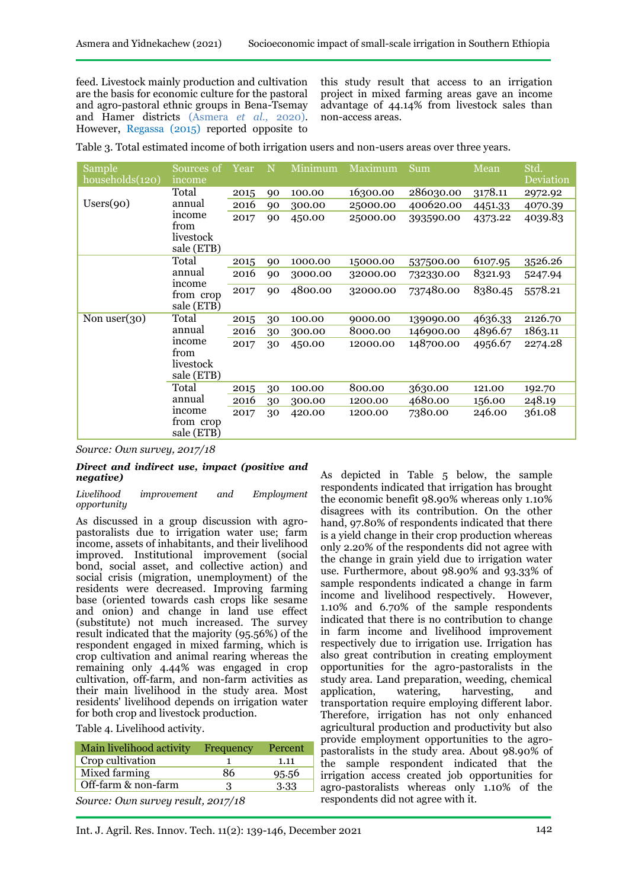feed. Livestock mainly production and cultivation are the basis for economic culture for the pastoral and agro-pastoral ethnic groups in Bena-Tsemay and Hamer districts (Asmera *et al.*, 2020). However, Regassa (2015) reported opposite to this study result that access to an irrigation project in mixed farming areas gave an income advantage of 44.14% from livestock sales than non-access areas.

Table 3. Total estimated income of both irrigation users and non-users areas over three years.

| Sample households(120) | Sources of income | Year | N | Minimum | Maximum | Sum | Mean | Std. Deviation |
|---|---|---|---|---|---|---|---|---|
| Users(90) | Total annual income from livestock sale (ETB) | 2015 | 90 | 100.00 | 16300.00 | 286030.00 | 3178.11 | 2972.92 |
| | | 2016 | 90 | 300.00 | 25000.00 | 400620.00 | 4451.33 | 4070.39 |
| | | 2017 | 90 | 450.00 | 25000.00 | 393590.00 | 4373.22 | 4039.83 |
| | Total annual income from crop sale (ETB) | 2015 | 90 | 1000.00 | 15000.00 | 537500.00 | 6107.95 | 3526.26 |
| | | 2016 | 90 | 3000.00 | 32000.00 | 732330.00 | 8321.93 | 5247.94 |
| | | 2017 | 90 | 4800.00 | 32000.00 | 737480.00 | 8380.45 | 5578.21 |
| Non user(30) | Total annual income from livestock sale (ETB) | 2015 | 30 | 100.00 | 9000.00 | 139090.00 | 4636.33 | 2126.70 |
| | | 2016 | 30 | 300.00 | 8000.00 | 146900.00 | 4896.67 | 1863.11 |
| | | 2017 | 30 | 450.00 | 12000.00 | 148700.00 | 4956.67 | 2274.28 |
| | Total annual income from crop sale (ETB) | 2015 | 30 | 100.00 | 800.00 | 3630.00 | 121.00 | 192.70 |
| | | 2016 | 30 | 300.00 | 1200.00 | 4680.00 | 156.00 | 248.19 |
| | | 2017 | 30 | 420.00 | 1200.00 | 7380.00 | 246.00 | 361.08 |

*Source: Own survey, 2017/18*

***Direct and indirect use, impact (positive and negative)***

*Livelihood improvement and Employment opportunity*

As discussed in a group discussion with agro-pastoralists due to irrigation water use; farm income, assets of inhabitants, and their livelihood improved. Institutional improvement (social bond, social asset, and collective action) and social crisis (migration, unemployment) of the residents were decreased. Improving farming base (oriented towards cash crops like sesame and onion) and change in land use effect (substitute) not much increased. The survey result indicated that the majority (95.56%) of the respondent engaged in mixed farming, which is crop cultivation and animal rearing whereas the remaining only 4.44% was engaged in crop cultivation, off-farm, and non-farm activities as their main livelihood in the study area. Most residents' livelihood depends on irrigation water for both crop and livestock production.

Table 4. Livelihood activity.

| Main livelihood activity | Frequency | Percent |
|---|---|---|
| Crop cultivation | 1 | 1.11 |
| Mixed farming | 86 | 95.56 |
| Off-farm & non-farm | 3 | 3.33 |

*Source: Own survey result, 2017/18*

As depicted in Table 5 below, the sample respondents indicated that irrigation has brought the economic benefit 98.90% whereas only 1.10% disagrees with its contribution. On the other hand, 97.80% of respondents indicated that there is a yield change in their crop production whereas only 2.20% of the respondents did not agree with the change in grain yield due to irrigation water use. Furthermore, about 98.90% and 93.33% of sample respondents indicated a change in farm income and livelihood respectively. However, 1.10% and 6.70% of the sample respondents indicated that there is no contribution to change in farm income and livelihood improvement respectively due to irrigation use. Irrigation has also great contribution in creating employment opportunities for the agro-pastoralists in the study area. Land preparation, weeding, chemical application, watering, harvesting, and transportation require employing different labor. Therefore, irrigation has not only enhanced agricultural production and productivity but also provide employment opportunities to the agro-pastoralists in the study area. About 98.90% of the sample respondent indicated that the irrigation access created job opportunities for agro-pastoralists whereas only 1.10% of the respondents did not agree with it.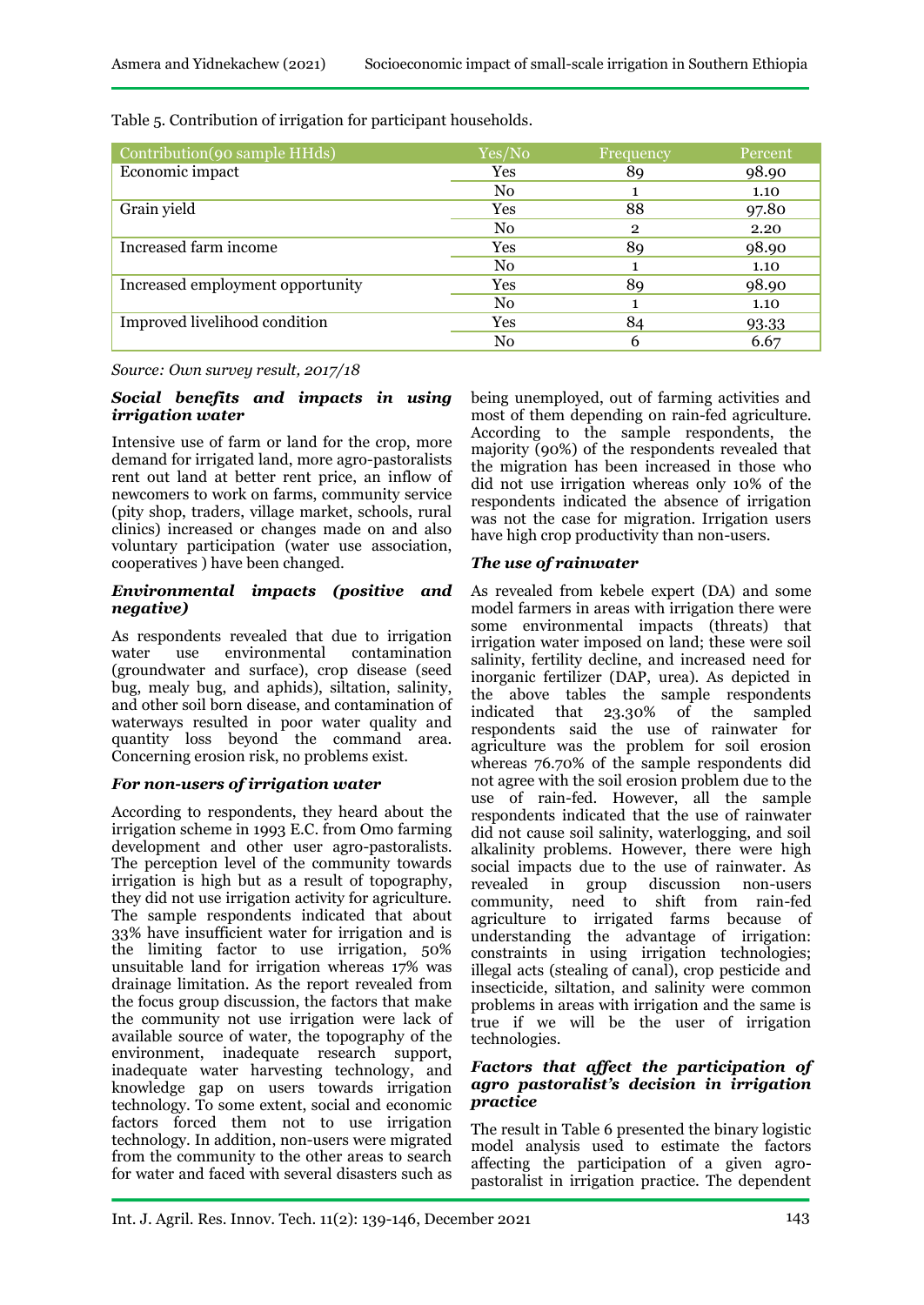Table 5. Contribution of irrigation for participant households.

| Contribution(90 sample HHds) | Yes/No | Frequency | Percent |
|---|---|---|---|
| Economic impact | Yes | 89 | 98.90 |
| | No | 1 | 1.10 |
| Grain yield | Yes | 88 | 97.80 |
| | No | 2 | 2.20 |
| Increased farm income | Yes | 89 | 98.90 |
| | No | 1 | 1.10 |
| Increased employment opportunity | Yes | 89 | 98.90 |
| | No | 1 | 1.10 |
| Improved livelihood condition | Yes | 84 | 93.33 |
| | No | 6 | 6.67 |

*Source: Own survey result, 2017/18*

***Social benefits and impacts in using irrigation water***

Intensive use of farm or land for the crop, more demand for irrigated land, more agro-pastoralists rent out land at better rent price, an inflow of newcomers to work on farms, community service (pity shop, traders, village market, schools, rural clinics) increased or changes made on and also voluntary participation (water use association, cooperatives ) have been changed.

***Environmental impacts (positive and negative)***

As respondents revealed that due to irrigation water use environmental contamination (groundwater and surface), crop disease (seed bug, mealy bug, and aphids), siltation, salinity, and other soil born disease, and contamination of waterways resulted in poor water quality and quantity loss beyond the command area. Concerning erosion risk, no problems exist.

***For non-users of irrigation water***

According to respondents, they heard about the irrigation scheme in 1993 E.C. from Omo farming development and other user agro-pastoralists. The perception level of the community towards irrigation is high but as a result of topography, they did not use irrigation activity for agriculture. The sample respondents indicated that about 33% have insufficient water for irrigation and is the limiting factor to use irrigation, 50% unsuitable land for irrigation whereas 17% was drainage limitation. As the report revealed from the focus group discussion, the factors that make the community not use irrigation were lack of available source of water, the topography of the environment, inadequate research support, inadequate water harvesting technology, and knowledge gap on users towards irrigation technology. To some extent, social and economic factors forced them not to use irrigation technology. In addition, non-users were migrated from the community to the other areas to search for water and faced with several disasters such as being unemployed, out of farming activities and most of them depending on rain-fed agriculture. According to the sample respondents, the majority (90%) of the respondents revealed that the migration has been increased in those who did not use irrigation whereas only 10% of the respondents indicated the absence of irrigation was not the case for migration. Irrigation users have high crop productivity than non-users.

***The use of rainwater***

As revealed from kebele expert (DA) and some model farmers in areas with irrigation there were some environmental impacts (threats) that irrigation water imposed on land; these were soil salinity, fertility decline, and increased need for inorganic fertilizer (DAP, urea). As depicted in the above tables the sample respondents indicated that 23.30% of the sampled respondents said the use of rainwater for agriculture was the problem for soil erosion whereas 76.70% of the sample respondents did not agree with the soil erosion problem due to the use of rain-fed. However, all the sample respondents indicated that the use of rainwater did not cause soil salinity, waterlogging, and soil alkalinity problems. However, there were high social impacts due to the use of rainwater. As revealed in group discussion non-users community, need to shift from rain-fed agriculture to irrigated farms because of understanding the advantage of irrigation: constraints in using irrigation technologies; illegal acts (stealing of canal), crop pesticide and insecticide, siltation, and salinity were common problems in areas with irrigation and the same is true if we will be the user of irrigation technologies.

***Factors that affect the participation of agro pastoralist's decision in irrigation practice***

The result in Table 6 presented the binary logistic model analysis used to estimate the factors affecting the participation of a given agro-pastoralist in irrigation practice. The dependent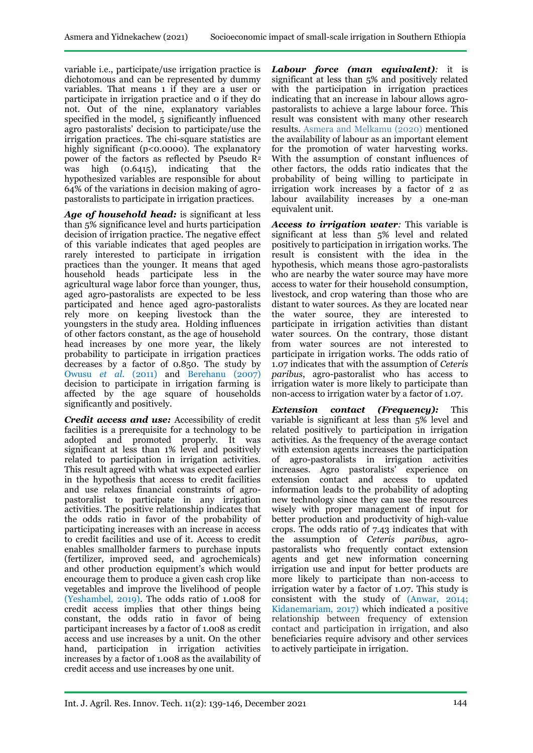variable i.e., participate/use irrigation practice is dichotomous and can be represented by dummy variables. That means 1 if they are a user or participate in irrigation practice and 0 if they do not. Out of the nine, explanatory variables specified in the model, 5 significantly influenced agro pastoralists' decision to participate/use the irrigation practices. The chi-square statistics are highly significant ($p<0.0000$). The explanatory power of the factors as reflected by Pseudo $R^2$ was high (0.6415), indicating that the hypothesized variables are responsible for about 64% of the variations in decision making of agro-pastoralists to participate in irrigation practices.

***Age of household head:*** is significant at less than 5% significance level and hurts participation decision of irrigation practice. The negative effect of this variable indicates that aged peoples are rarely interested to participate in irrigation practices than the younger. It means that aged household heads participate less in the agricultural wage labor force than younger, thus, aged agro-pastoralists are expected to be less participated and hence aged agro-pastoralists rely more on keeping livestock than the youngsters in the study area. Holding influences of other factors constant, as the age of household head increases by one more year, the likely probability to participate in irrigation practices decreases by a factor of 0.850. The study by Owusu *et al.* (2011) and Berehanu (2007) decision to participate in irrigation farming is affected by the age square of households significantly and positively.

***Credit access and use:*** Accessibility of credit facilities is a prerequisite for a technology to be adopted and promoted properly. It was significant at less than 1% level and positively related to participation in irrigation activities. This result agreed with what was expected earlier in the hypothesis that access to credit facilities and use relaxes financial constraints of agro-pastoralist to participate in any irrigation activities. The positive relationship indicates that the odds ratio in favor of the probability of participating increases with an increase in access to credit facilities and use of it. Access to credit enables smallholder farmers to purchase inputs (fertilizer, improved seed, and agrochemicals) and other production equipment's which would encourage them to produce a given cash crop like vegetables and improve the livelihood of people (Yeshambel, 2019). The odds ratio of 1.008 for credit access implies that other things being constant, the odds ratio in favor of being participant increases by a factor of 1.008 as credit access and use increases by a unit. On the other hand, participation in irrigation activities increases by a factor of 1.008 as the availability of credit access and use increases by one unit.

***Labour force (man equivalent):*** it is significant at less than 5% and positively related with the participation in irrigation practices indicating that an increase in labour allows agro-pastoralists to achieve a large labour force. This result was consistent with many other research results. Asmera and Melkamu (2020) mentioned the availability of labour as an important element for the promotion of water harvesting works. With the assumption of constant influences of other factors, the odds ratio indicates that the probability of being willing to participate in irrigation work increases by a factor of 2 as labour availability increases by a one-man equivalent unit.

***Access to irrigation water:*** This variable is significant at less than 5% level and related positively to participation in irrigation works. The result is consistent with the idea in the hypothesis, which means those agro-pastoralists who are nearby the water source may have more access to water for their household consumption, livestock, and crop watering than those who are distant to water sources. As they are located near the water source, they are interested to participate in irrigation activities than distant water sources. On the contrary, those distant from water sources are not interested to participate in irrigation works. The odds ratio of 1.07 indicates that with the assumption of *Ceteris paribus*, agro-pastoralist who has access to irrigation water is more likely to participate than non-access to irrigation water by a factor of 1.07.

***Extension contact (Frequency):*** This variable is significant at less than 5% level and related positively to participation in irrigation activities. As the frequency of the average contact with extension agents increases the participation of agro-pastoralists in irrigation activities increases. Agro pastoralists' experience on extension contact and access to updated information leads to the probability of adopting new technology since they can use the resources wisely with proper management of input for better production and productivity of high-value crops. The odds ratio of 7.43 indicates that with the assumption of *Ceteris paribus*, agro-pastoralists who frequently contact extension agents and get new information concerning irrigation use and input for better products are more likely to participate than non-access to irrigation water by a factor of 1.07. This study is consistent with the study of (Anwar, 2014; Kidanemariam, 2017) which indicated a positive relationship between frequency of extension contact and participation in irrigation, and also beneficiaries require advisory and other services to actively participate in irrigation.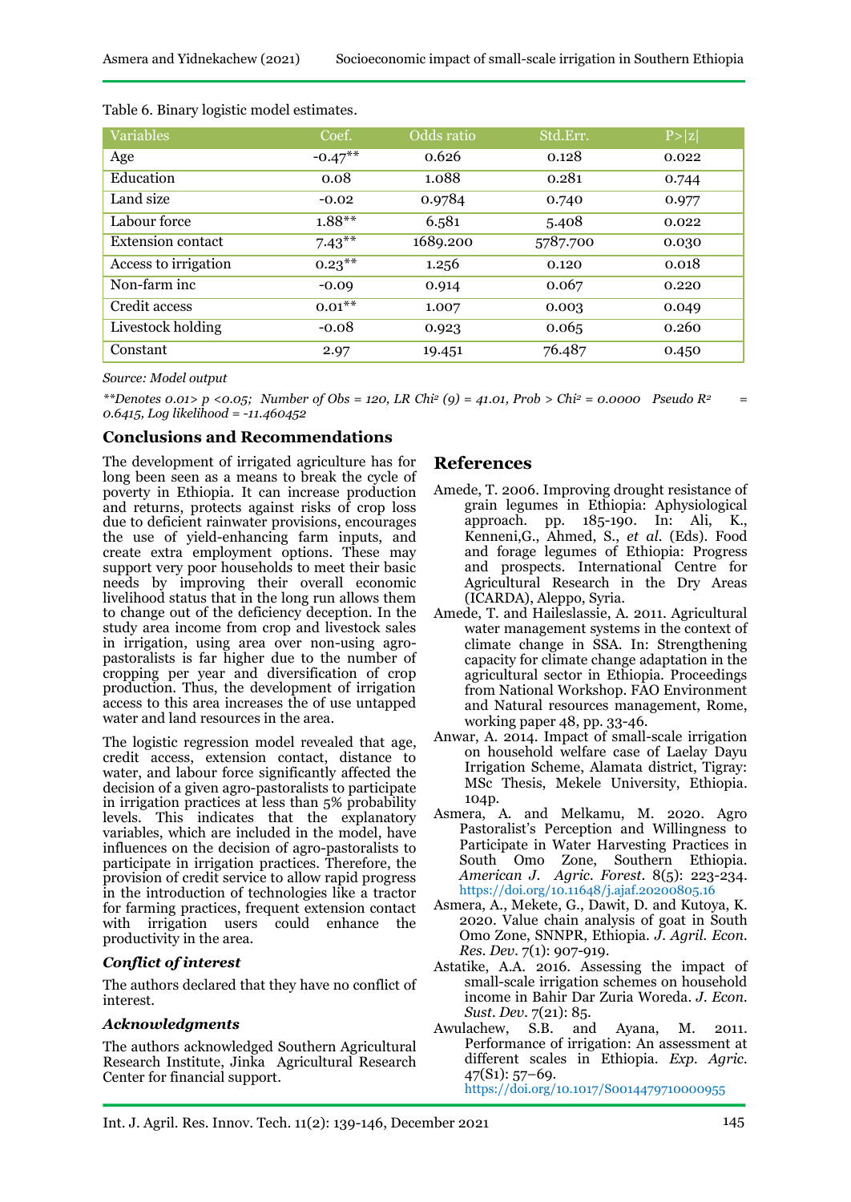Table 6. Binary logistic model estimates.

| Variables | Coef. | Odds ratio | Std.Err. | P>\|z\| |
|---|---|---|---|---|
| Age | -0.47** | 0.626 | 0.128 | 0.022 |
| Education | 0.08 | 1.088 | 0.281 | 0.744 |
| Land size | -0.02 | 0.9784 | 0.740 | 0.977 |
| Labour force | 1.88** | 6.581 | 5.408 | 0.022 |
| Extension contact | 7.43** | 1689.200 | 5787.700 | 0.030 |
| Access to irrigation | 0.23** | 1.256 | 0.120 | 0.018 |
| Non-farm inc | -0.09 | 0.914 | 0.067 | 0.220 |
| Credit access | 0.01** | 1.007 | 0.003 | 0.049 |
| Livestock holding | -0.08 | 0.923 | 0.065 | 0.260 |
| Constant | 2.97 | 19.451 | 76.487 | 0.450 |

*Source: Model output*

*\*\*Denotes 0.01> p <0.05; Number of Obs = 120, LR Chi² (9) = 41.01, Prob > Chi² = 0.0000 Pseudo R² = 0.6415, Log likelihood = -11.460452*

## Conclusions and Recommendations

The development of irrigated agriculture has for long been seen as a means to break the cycle of poverty in Ethiopia. It can increase production and returns, protects against risks of crop loss due to deficient rainwater provisions, encourages the use of yield-enhancing farm inputs, and create extra employment options. These may support very poor households to meet their basic needs by improving their overall economic livelihood status that in the long run allows them to change out of the deficiency deception. In the study area income from crop and livestock sales in irrigation, using area over non-using agro-pastoralists is far higher due to the number of cropping per year and diversification of crop production. Thus, the development of irrigation access to this area increases the of use untapped water and land resources in the area.

The logistic regression model revealed that age, credit access, extension contact, distance to water, and labour force significantly affected the decision of a given agro-pastoralists to participate in irrigation practices at less than 5% probability levels. This indicates that the explanatory variables, which are included in the model, have influences on the decision of agro-pastoralists to participate in irrigation practices. Therefore, the provision of credit service to allow rapid progress in the introduction of technologies like a tractor for farming practices, frequent extension contact with irrigation users could enhance the productivity in the area.

### *Conflict of interest*

The authors declared that they have no conflict of interest.

### *Acknowledgments*

The authors acknowledged Southern Agricultural Research Institute, Jinka Agricultural Research Center for financial support.

## References

Amede, T. 2006. Improving drought resistance of grain legumes in Ethiopia: Aphysiological approach. pp. 185-190. In: Ali, K., Kenneni,G., Ahmed, S., *et al.* (Eds). Food and forage legumes of Ethiopia: Progress and prospects. International Centre for Agricultural Research in the Dry Areas (ICARDA), Aleppo, Syria.

Amede, T. and Haileslassie, A. 2011. Agricultural water management systems in the context of climate change in SSA. In: Strengthening capacity for climate change adaptation in the agricultural sector in Ethiopia. Proceedings from National Workshop. FAO Environment and Natural resources management, Rome, working paper 48, pp. 33-46.

Anwar, A. 2014. Impact of small-scale irrigation on household welfare case of Laelay Dayu Irrigation Scheme, Alamata district, Tigray: MSc Thesis, Mekele University, Ethiopia. 104p.

Asmera, A. and Melkamu, M. 2020. Agro Pastoralist's Perception and Willingness to Participate in Water Harvesting Practices in South Omo Zone, Southern Ethiopia. *American J. Agric. Forest.* 8(5): 223-234. https://doi.org/10.11648/j.ajaf.20200805.16

Asmera, A., Mekete, G., Dawit, D. and Kutoya, K. 2020. Value chain analysis of goat in South Omo Zone, SNNPR, Ethiopia. *J. Agril. Econ. Res. Dev.* 7(1): 907-919.

Astatike, A.A. 2016. Assessing the impact of small-scale irrigation schemes on household income in Bahir Dar Zuria Woreda. *J. Econ. Sust. Dev.* 7(21): 85.

Awulachew, S.B. and Ayana, M. 2011. Performance of irrigation: An assessment at different scales in Ethiopia. *Exp. Agric.* 47(S1): 57–69. https://doi.org/10.1017/S0014479710000955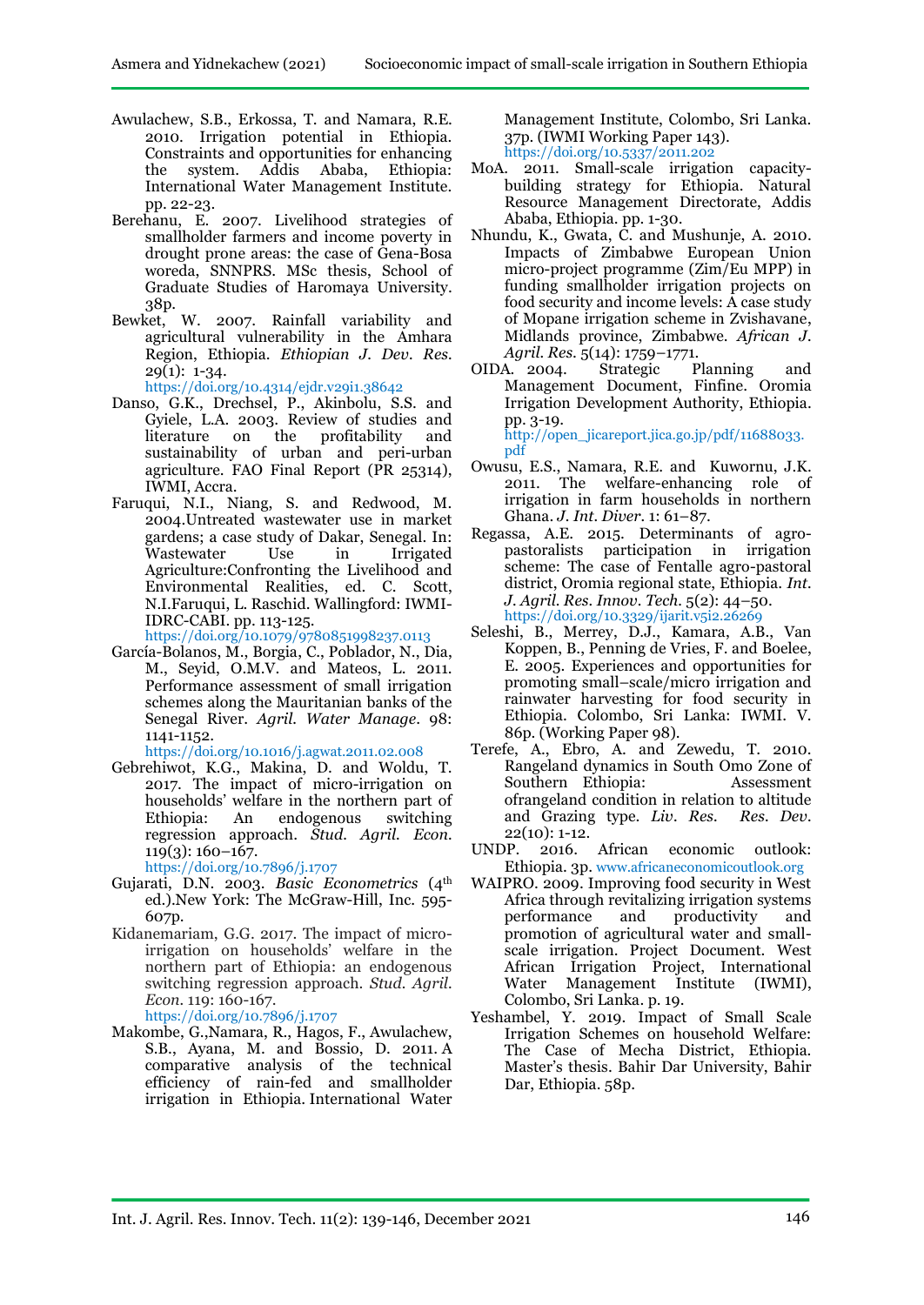Awulachew, S.B., Erkossa, T. and Namara, R.E. 2010. Irrigation potential in Ethiopia. Constraints and opportunities for enhancing the system. Addis Ababa, Ethiopia: International Water Management Institute. pp. 22-23.

Berehanu, E. 2007. Livelihood strategies of smallholder farmers and income poverty in drought prone areas: the case of Gena-Bosa woreda, SNNPRS. MSc thesis, School of Graduate Studies of Haromaya University. 38p.

Bewket, W. 2007. Rainfall variability and agricultural vulnerability in the Amhara Region, Ethiopia. *Ethiopian J. Dev. Res.* 29(1): 1-34. https://doi.org/10.4314/ejdr.v29i1.38642

Danso, G.K., Drechsel, P., Akinbolu, S.S. and Gyiele, L.A. 2003. Review of studies and literature on the profitability and sustainability of urban and peri-urban agriculture. FAO Final Report (PR 25314), IWMI, Accra.

Faruqui, N.I., Niang, S. and Redwood, M. 2004.Untreated wastewater use in market gardens; a case study of Dakar, Senegal. In: Wastewater Use in Irrigated Agriculture:Confronting the Livelihood and Environmental Realities, ed. C. Scott, N.I.Faruqui, L. Raschid. Wallingford: IWMI-IDRC-CABI. pp. 113-125. https://doi.org/10.1079/9780851998237.0113

García-Bolanos, M., Borgia, C., Poblador, N., Dia, M., Seyid, O.M.V. and Mateos, L. 2011. Performance assessment of small irrigation schemes along the Mauritanian banks of the Senegal River. *Agril. Water Manage*. 98: 1141-1152. https://doi.org/10.1016/j.agwat.2011.02.008

Gebrehiwot, K.G., Makina, D. and Woldu, T. 2017. The impact of micro-irrigation on households' welfare in the northern part of Ethiopia: An endogenous switching regression approach. *Stud. Agril. Econ.* 119(3): 160–167. https://doi.org/10.7896/j.1707

Gujarati, D.N. 2003. *Basic Econometrics* (4th ed.).New York: The McGraw-Hill, Inc. 595-607p.

Kidanemariam, G.G. 2017. The impact of micro-irrigation on households' welfare in the northern part of Ethiopia: an endogenous switching regression approach. *Stud. Agril. Econ.* 119: 160-167. https://doi.org/10.7896/j.1707

Makombe, G.,Namara, R., Hagos, F., Awulachew, S.B., Ayana, M. and Bossio, D. 2011. A comparative analysis of the technical efficiency of rain-fed and smallholder irrigation in Ethiopia. International Water Management Institute, Colombo, Sri Lanka. 37p. (IWMI Working Paper 143). https://doi.org/10.5337/2011.202

MoA. 2011. Small-scale irrigation capacity-building strategy for Ethiopia. Natural Resource Management Directorate, Addis Ababa, Ethiopia. pp. 1-30.

Nhundu, K., Gwata, C. and Mushunje, A. 2010. Impacts of Zimbabwe European Union micro-project programme (Zim/Eu MPP) in funding smallholder irrigation projects on food security and income levels: A case study of Mopane irrigation scheme in Zvishavane, Midlands province, Zimbabwe. *African J. Agril. Res.* 5(14): 1759–1771.

OIDA. 2004. Strategic Planning and Management Document, Finfine. Oromia Irrigation Development Authority, Ethiopia. pp. 3-19. http://open_jicareport.jica.go.jp/pdf/11688033.pdf

Owusu, E.S., Namara, R.E. and Kuwornu, J.K. 2011. The welfare-enhancing role of irrigation in farm households in northern Ghana. *J. Int. Diver*. 1: 61–87.

Regassa, A.E. 2015. Determinants of agro-pastoralists participation in irrigation scheme: The case of Fentalle agro-pastoral district, Oromia regional state, Ethiopia. *Int. J. Agril. Res. Innov. Tech.* 5(2): 44–50. https://doi.org/10.3329/ijarit.v5i2.26269

Seleshi, B., Merrey, D.J., Kamara, A.B., Van Koppen, B., Penning de Vries, F. and Boelee, E. 2005. Experiences and opportunities for promoting small–scale/micro irrigation and rainwater harvesting for food security in Ethiopia. Colombo, Sri Lanka: IWMI. V. 86p. (Working Paper 98).

Terefe, A., Ebro, A. and Zewedu, T. 2010. Rangeland dynamics in South Omo Zone of Southern Ethiopia: Assessment ofrangeland condition in relation to altitude and Grazing type. *Liv. Res. Res. Dev.* 22(10): 1-12.

UNDP. 2016. African economic outlook: Ethiopia. 3p. www.africaneconomicoutlook.org

WAIPRO. 2009. Improving food security in West Africa through revitalizing irrigation systems performance and productivity and promotion of agricultural water and small-scale irrigation. Project Document. West African Irrigation Project, International Water Management Institute (IWMI), Colombo, Sri Lanka. p. 19.

Yeshambel, Y. 2019. Impact of Small Scale Irrigation Schemes on household Welfare: The Case of Mecha District, Ethiopia. Master's thesis. Bahir Dar University, Bahir Dar, Ethiopia. 58p.